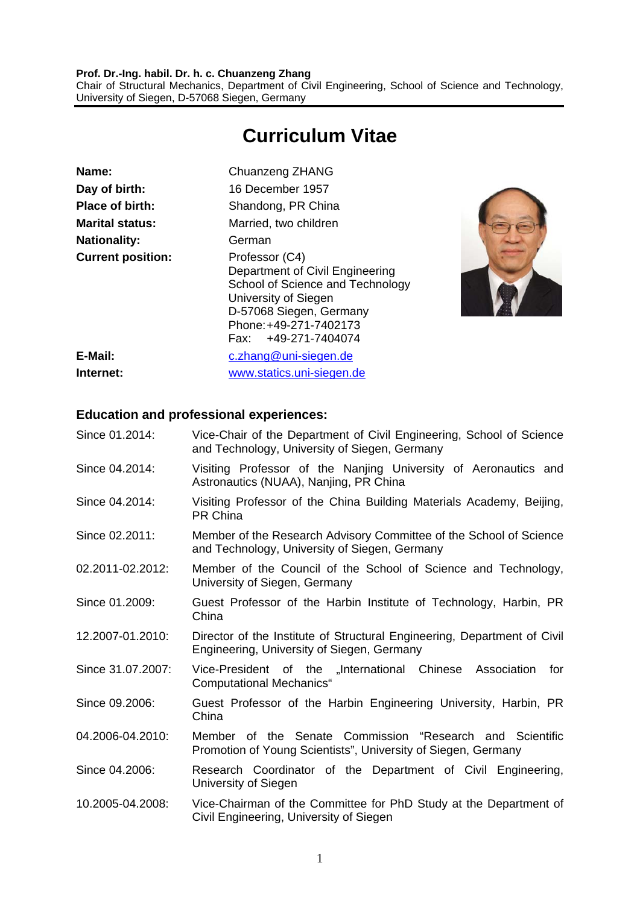**Prof. Dr.-Ing. habil. Dr. h. c. Chuanzeng Zhang**
Chair of Structural Mechanics, Department of Civil Engineering, School of Science and Technology, University of Siegen, D-57068 Siegen, Germany

# Curriculum Vitae

| | |
|---|---|
| **Name:** | Chuanzeng ZHANG |
| **Day of birth:** | 16 December 1957 |
| **Place of birth:** | Shandong, PR China |
| **Marital status:** | Married, two children |
| **Nationality:** | German |
| **Current position:** | Professor (C4)<br>Department of Civil Engineering<br>School of Science and Technology<br>University of Siegen<br>D-57068 Siegen, Germany<br>Phone: +49-271-7402173<br>Fax: +49-271-7404074 |
| **E-Mail:** | c.zhang@uni-siegen.de |
| **Internet:** | www.statics.uni-siegen.de |

## Education and professional experiences:

| | |
|---|---|
| Since 01.2014: | Vice-Chair of the Department of Civil Engineering, School of Science and Technology, University of Siegen, Germany |
| Since 04.2014: | Visiting Professor of the Nanjing University of Aeronautics and Astronautics (NUAA), Nanjing, PR China |
| Since 04.2014: | Visiting Professor of the China Building Materials Academy, Beijing, PR China |
| Since 02.2011: | Member of the Research Advisory Committee of the School of Science and Technology, University of Siegen, Germany |
| 02.2011-02.2012: | Member of the Council of the School of Science and Technology, University of Siegen, Germany |
| Since 01.2009: | Guest Professor of the Harbin Institute of Technology, Harbin, PR China |
| 12.2007-01.2010: | Director of the Institute of Structural Engineering, Department of Civil Engineering, University of Siegen, Germany |
| Since 31.07.2007: | Vice-President of the „International Chinese Association for Computational Mechanics“ |
| Since 09.2006: | Guest Professor of the Harbin Engineering University, Harbin, PR China |
| 04.2006-04.2010: | Member of the Senate Commission “Research and Scientific Promotion of Young Scientists”, University of Siegen, Germany |
| Since 04.2006: | Research Coordinator of the Department of Civil Engineering, University of Siegen |
| 10.2005-04.2008: | Vice-Chairman of the Committee for PhD Study at the Department of Civil Engineering, University of Siegen |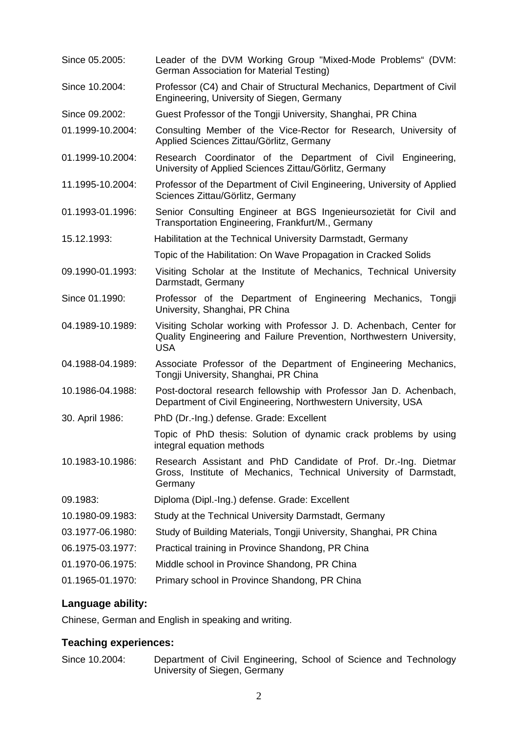Since 05.2005: Leader of the DVM Working Group "Mixed-Mode Problems" (DVM: German Association for Material Testing)

Since 10.2004: Professor (C4) and Chair of Structural Mechanics, Department of Civil Engineering, University of Siegen, Germany

Since 09.2002: Guest Professor of the Tongji University, Shanghai, PR China

01.1999-10.2004: Consulting Member of the Vice-Rector for Research, University of Applied Sciences Zittau/Görlitz, Germany

01.1999-10.2004: Research Coordinator of the Department of Civil Engineering, University of Applied Sciences Zittau/Görlitz, Germany

11.1995-10.2004: Professor of the Department of Civil Engineering, University of Applied Sciences Zittau/Görlitz, Germany

01.1993-01.1996: Senior Consulting Engineer at BGS Ingenieursozietät for Civil and Transportation Engineering, Frankfurt/M., Germany

15.12.1993: Habilitation at the Technical University Darmstadt, Germany

Topic of the Habilitation: On Wave Propagation in Cracked Solids

09.1990-01.1993: Visiting Scholar at the Institute of Mechanics, Technical University Darmstadt, Germany

Since 01.1990: Professor of the Department of Engineering Mechanics, Tongji University, Shanghai, PR China

04.1989-10.1989: Visiting Scholar working with Professor J. D. Achenbach, Center for Quality Engineering and Failure Prevention, Northwestern University, USA

04.1988-04.1989: Associate Professor of the Department of Engineering Mechanics, Tongji University, Shanghai, PR China

10.1986-04.1988: Post-doctoral research fellowship with Professor Jan D. Achenbach, Department of Civil Engineering, Northwestern University, USA

30. April 1986: PhD (Dr.-Ing.) defense. Grade: Excellent

Topic of PhD thesis: Solution of dynamic crack problems by using integral equation methods

10.1983-10.1986: Research Assistant and PhD Candidate of Prof. Dr.-Ing. Dietmar Gross, Institute of Mechanics, Technical University of Darmstadt, Germany

09.1983: Diploma (Dipl.-Ing.) defense. Grade: Excellent

10.1980-09.1983: Study at the Technical University Darmstadt, Germany

03.1977-06.1980: Study of Building Materials, Tongji University, Shanghai, PR China

06.1975-03.1977: Practical training in Province Shandong, PR China

01.1970-06.1975: Middle school in Province Shandong, PR China

01.1965-01.1970: Primary school in Province Shandong, PR China

### Language ability:

Chinese, German and English in speaking and writing.

### Teaching experiences:

Since 10.2004: Department of Civil Engineering, School of Science and Technology University of Siegen, Germany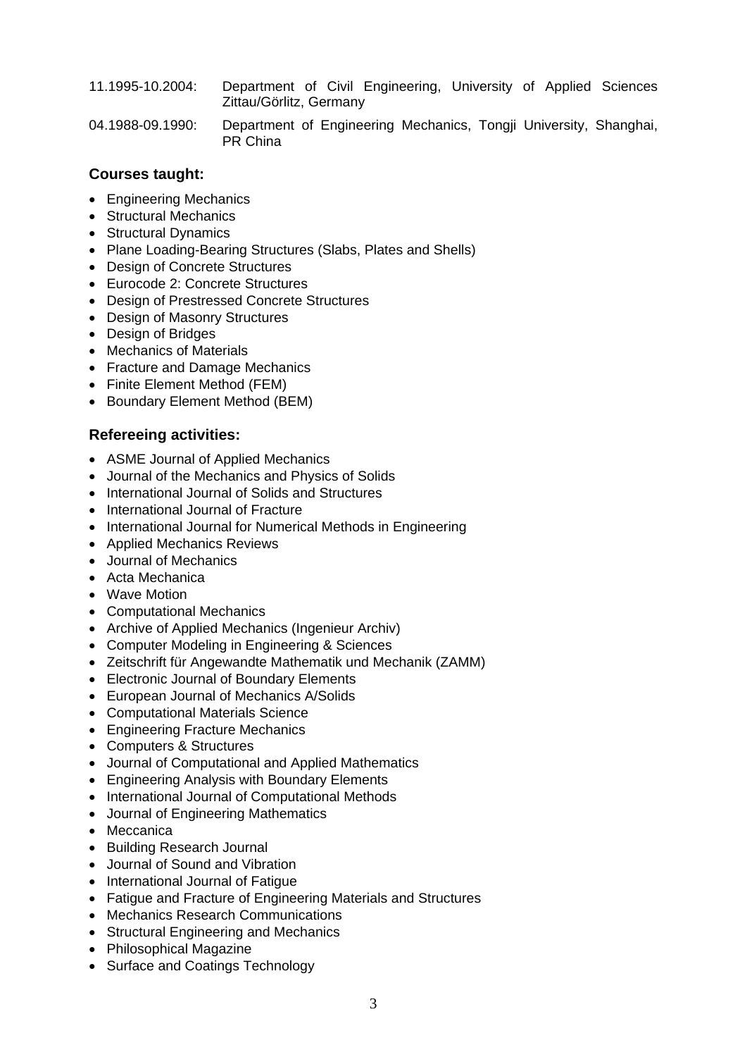11.1995-10.2004: Department of Civil Engineering, University of Applied Sciences Zittau/Görlitz, Germany

04.1988-09.1990: Department of Engineering Mechanics, Tongji University, Shanghai, PR China

### Courses taught:

- Engineering Mechanics
- Structural Mechanics
- Structural Dynamics
- Plane Loading-Bearing Structures (Slabs, Plates and Shells)
- Design of Concrete Structures
- Eurocode 2: Concrete Structures
- Design of Prestressed Concrete Structures
- Design of Masonry Structures
- Design of Bridges
- Mechanics of Materials
- Fracture and Damage Mechanics
- Finite Element Method (FEM)
- Boundary Element Method (BEM)

### Refereeing activities:

- ASME Journal of Applied Mechanics
- Journal of the Mechanics and Physics of Solids
- International Journal of Solids and Structures
- International Journal of Fracture
- International Journal for Numerical Methods in Engineering
- Applied Mechanics Reviews
- Journal of Mechanics
- Acta Mechanica
- Wave Motion
- Computational Mechanics
- Archive of Applied Mechanics (Ingenieur Archiv)
- Computer Modeling in Engineering & Sciences
- Zeitschrift für Angewandte Mathematik und Mechanik (ZAMM)
- Electronic Journal of Boundary Elements
- European Journal of Mechanics A/Solids
- Computational Materials Science
- Engineering Fracture Mechanics
- Computers & Structures
- Journal of Computational and Applied Mathematics
- Engineering Analysis with Boundary Elements
- International Journal of Computational Methods
- Journal of Engineering Mathematics
- Meccanica
- Building Research Journal
- Journal of Sound and Vibration
- International Journal of Fatigue
- Fatigue and Fracture of Engineering Materials and Structures
- Mechanics Research Communications
- Structural Engineering and Mechanics
- Philosophical Magazine
- Surface and Coatings Technology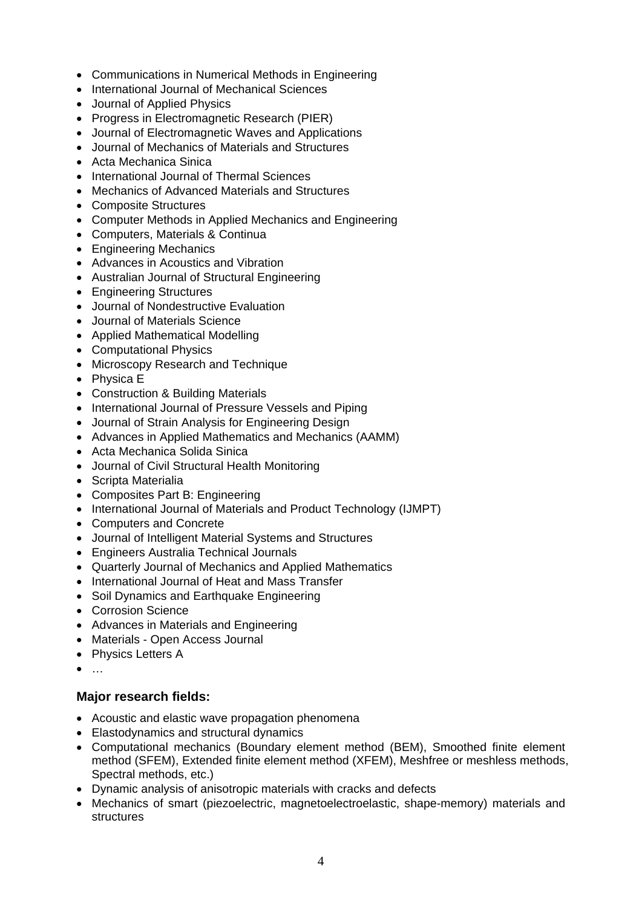- Communications in Numerical Methods in Engineering
- International Journal of Mechanical Sciences
- Journal of Applied Physics
- Progress in Electromagnetic Research (PIER)
- Journal of Electromagnetic Waves and Applications
- Journal of Mechanics of Materials and Structures
- Acta Mechanica Sinica
- International Journal of Thermal Sciences
- Mechanics of Advanced Materials and Structures
- Composite Structures
- Computer Methods in Applied Mechanics and Engineering
- Computers, Materials & Continua
- Engineering Mechanics
- Advances in Acoustics and Vibration
- Australian Journal of Structural Engineering
- Engineering Structures
- Journal of Nondestructive Evaluation
- Journal of Materials Science
- Applied Mathematical Modelling
- Computational Physics
- Microscopy Research and Technique
- Physica E
- Construction & Building Materials
- International Journal of Pressure Vessels and Piping
- Journal of Strain Analysis for Engineering Design
- Advances in Applied Mathematics and Mechanics (AAMM)
- Acta Mechanica Solida Sinica
- Journal of Civil Structural Health Monitoring
- Scripta Materialia
- Composites Part B: Engineering
- International Journal of Materials and Product Technology (IJMPT)
- Computers and Concrete
- Journal of Intelligent Material Systems and Structures
- Engineers Australia Technical Journals
- Quarterly Journal of Mechanics and Applied Mathematics
- International Journal of Heat and Mass Transfer
- Soil Dynamics and Earthquake Engineering
- Corrosion Science
- Advances in Materials and Engineering
- Materials - Open Access Journal
- Physics Letters A
- …

### Major research fields:

- Acoustic and elastic wave propagation phenomena
- Elastodynamics and structural dynamics
- Computational mechanics (Boundary element method (BEM), Smoothed finite element method (SFEM), Extended finite element method (XFEM), Meshfree or meshless methods, Spectral methods, etc.)
- Dynamic analysis of anisotropic materials with cracks and defects
- Mechanics of smart (piezoelectric, magnetoelectroelastic, shape-memory) materials and structures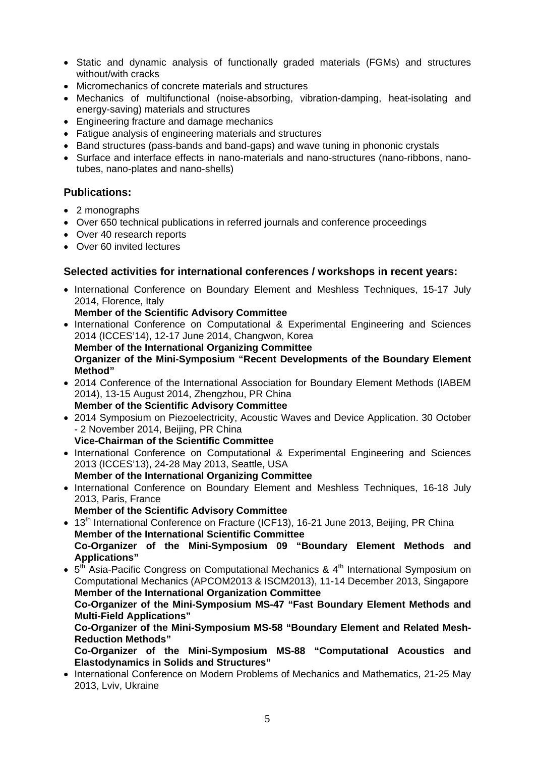- Static and dynamic analysis of functionally graded materials (FGMs) and structures without/with cracks
- Micromechanics of concrete materials and structures
- Mechanics of multifunctional (noise-absorbing, vibration-damping, heat-isolating and energy-saving) materials and structures
- Engineering fracture and damage mechanics
- Fatigue analysis of engineering materials and structures
- Band structures (pass-bands and band-gaps) and wave tuning in phononic crystals
- Surface and interface effects in nano-materials and nano-structures (nano-ribbons, nano-tubes, nano-plates and nano-shells)

### Publications:

- 2 monographs
- Over 650 technical publications in referred journals and conference proceedings
- Over 40 research reports
- Over 60 invited lectures

### Selected activities for international conferences / workshops in recent years:

- International Conference on Boundary Element and Meshless Techniques, 15-17 July 2014, Florence, Italy
  **Member of the Scientific Advisory Committee**
- International Conference on Computational & Experimental Engineering and Sciences 2014 (ICCES'14), 12-17 June 2014, Changwon, Korea
  **Member of the International Organizing Committee**
  **Organizer of the Mini-Symposium "Recent Developments of the Boundary Element Method"**
- 2014 Conference of the International Association for Boundary Element Methods (IABEM 2014), 13-15 August 2014, Zhengzhou, PR China
  **Member of the Scientific Advisory Committee**
- 2014 Symposium on Piezoelectricity, Acoustic Waves and Device Application. 30 October - 2 November 2014, Beijing, PR China
  **Vice-Chairman of the Scientific Committee**
- International Conference on Computational & Experimental Engineering and Sciences 2013 (ICCES'13), 24-28 May 2013, Seattle, USA
  **Member of the International Organizing Committee**
- International Conference on Boundary Element and Meshless Techniques, 16-18 July 2013, Paris, France
  **Member of the Scientific Advisory Committee**
- 13th International Conference on Fracture (ICF13), 16-21 June 2013, Beijing, PR China
  **Member of the International Scientific Committee**
  **Co-Organizer of the Mini-Symposium 09 "Boundary Element Methods and Applications"**
- 5th Asia-Pacific Congress on Computational Mechanics & 4th International Symposium on Computational Mechanics (APCOM2013 & ISCM2013), 11-14 December 2013, Singapore
  **Member of the International Organization Committee**
  **Co-Organizer of the Mini-Symposium MS-47 "Fast Boundary Element Methods and Multi-Field Applications"**
  **Co-Organizer of the Mini-Symposium MS-58 "Boundary Element and Related Mesh-Reduction Methods"**
  **Co-Organizer of the Mini-Symposium MS-88 "Computational Acoustics and Elastodynamics in Solids and Structures"**
- International Conference on Modern Problems of Mechanics and Mathematics, 21-25 May 2013, Lviv, Ukraine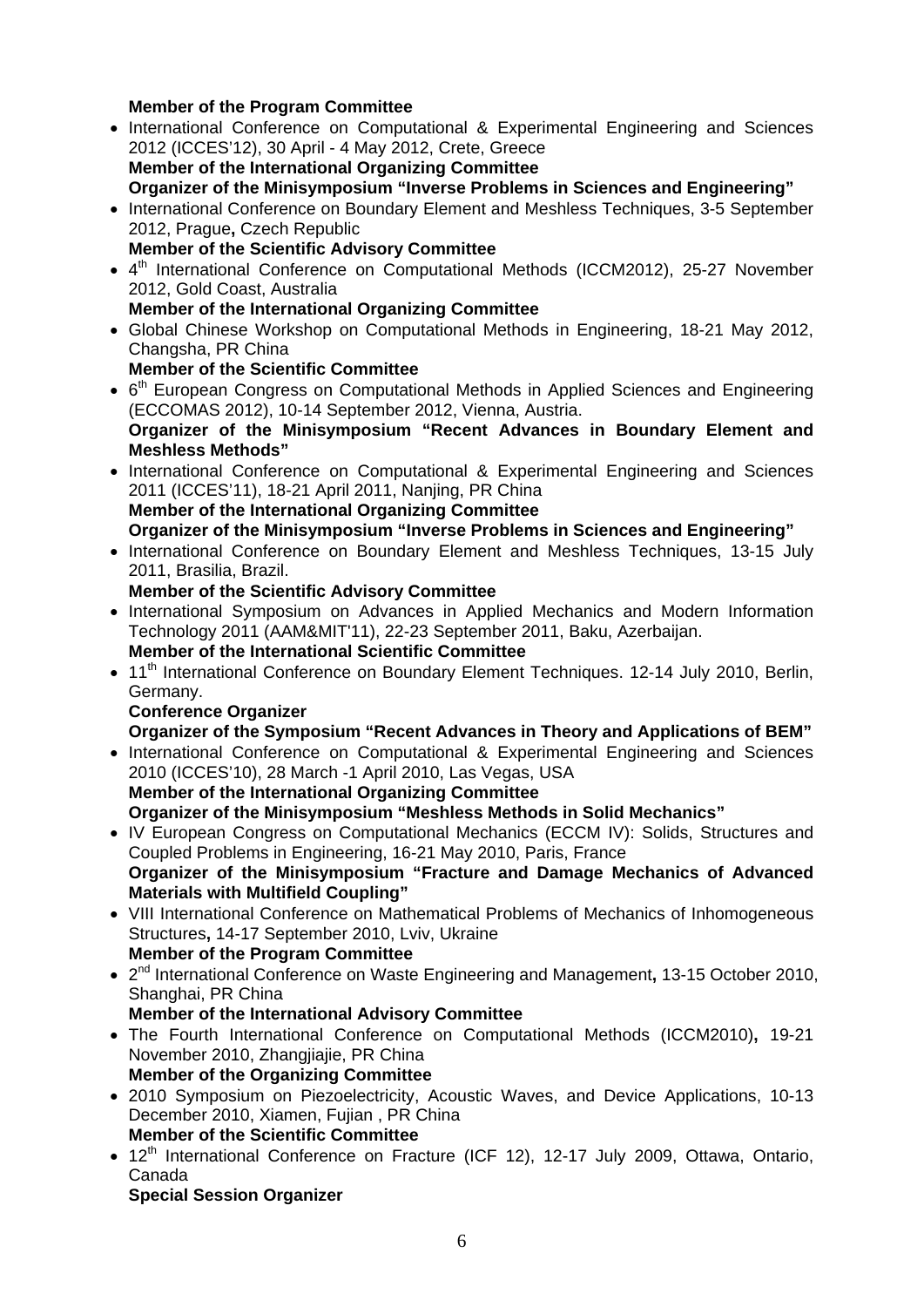**Member of the Program Committee**

- International Conference on Computational & Experimental Engineering and Sciences 2012 (ICCES'12), 30 April - 4 May 2012, Crete, Greece
  **Member of the International Organizing Committee**
  **Organizer of the Minisymposium "Inverse Problems in Sciences and Engineering"**
- International Conference on Boundary Element and Meshless Techniques, 3-5 September 2012, Prague**,** Czech Republic
  **Member of the Scientific Advisory Committee**
- 4th International Conference on Computational Methods (ICCM2012), 25-27 November 2012, Gold Coast, Australia
  **Member of the International Organizing Committee**
- Global Chinese Workshop on Computational Methods in Engineering, 18-21 May 2012, Changsha, PR China
  **Member of the Scientific Committee**
- 6th European Congress on Computational Methods in Applied Sciences and Engineering (ECCOMAS 2012), 10-14 September 2012, Vienna, Austria.
  **Organizer of the Minisymposium "Recent Advances in Boundary Element and Meshless Methods"**
- International Conference on Computational & Experimental Engineering and Sciences 2011 (ICCES'11), 18-21 April 2011, Nanjing, PR China
  **Member of the International Organizing Committee**
  **Organizer of the Minisymposium "Inverse Problems in Sciences and Engineering"**
- International Conference on Boundary Element and Meshless Techniques, 13-15 July 2011, Brasilia, Brazil.
  **Member of the Scientific Advisory Committee**
- International Symposium on Advances in Applied Mechanics and Modern Information Technology 2011 (AAM&MIT'11), 22-23 September 2011, Baku, Azerbaijan.
  **Member of the International Scientific Committee**
- 11th International Conference on Boundary Element Techniques. 12-14 July 2010, Berlin, Germany.
  **Conference Organizer**
  **Organizer of the Symposium "Recent Advances in Theory and Applications of BEM"**
- International Conference on Computational & Experimental Engineering and Sciences 2010 (ICCES'10), 28 March -1 April 2010, Las Vegas, USA
  **Member of the International Organizing Committee**
  **Organizer of the Minisymposium "Meshless Methods in Solid Mechanics"**
- IV European Congress on Computational Mechanics (ECCM IV): Solids, Structures and Coupled Problems in Engineering, 16-21 May 2010, Paris, France
  **Organizer of the Minisymposium "Fracture and Damage Mechanics of Advanced Materials with Multifield Coupling"**
- VIII International Conference on Mathematical Problems of Mechanics of Inhomogeneous Structures**,** 14-17 September 2010, Lviv, Ukraine
  **Member of the Program Committee**
- 2nd International Conference on Waste Engineering and Management**,** 13-15 October 2010, Shanghai, PR China
  **Member of the International Advisory Committee**
- The Fourth International Conference on Computational Methods (ICCM2010)**,** 19-21 November 2010, Zhangjiajie, PR China
  **Member of the Organizing Committee**
- 2010 Symposium on Piezoelectricity, Acoustic Waves, and Device Applications, 10-13 December 2010, Xiamen, Fujian , PR China
  **Member of the Scientific Committee**
- 12th International Conference on Fracture (ICF 12), 12-17 July 2009, Ottawa, Ontario, Canada
  **Special Session Organizer**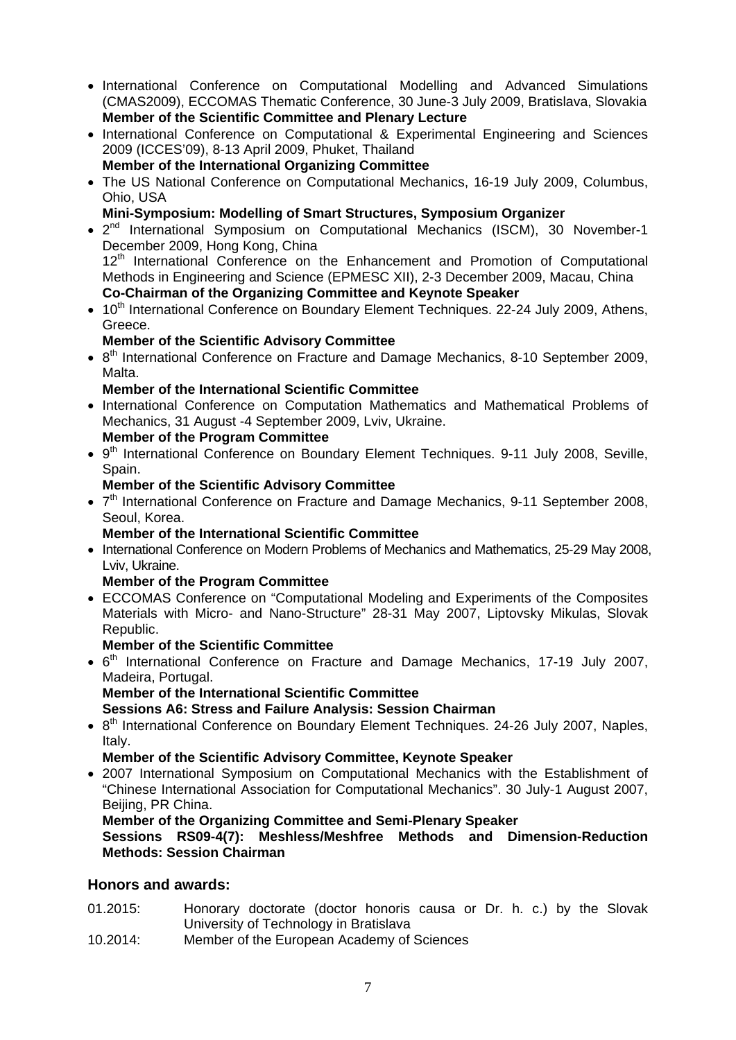- International Conference on Computational Modelling and Advanced Simulations (CMAS2009), ECCOMAS Thematic Conference, 30 June-3 July 2009, Bratislava, Slovakia
  **Member of the Scientific Committee and Plenary Lecture**
- International Conference on Computational & Experimental Engineering and Sciences 2009 (ICCES'09), 8-13 April 2009, Phuket, Thailand
  **Member of the International Organizing Committee**
- The US National Conference on Computational Mechanics, 16-19 July 2009, Columbus, Ohio, USA
  **Mini-Symposium: Modelling of Smart Structures, Symposium Organizer**
- 2nd International Symposium on Computational Mechanics (ISCM), 30 November-1 December 2009, Hong Kong, China
  12th International Conference on the Enhancement and Promotion of Computational Methods in Engineering and Science (EPMESC XII), 2-3 December 2009, Macau, China
  **Co-Chairman of the Organizing Committee and Keynote Speaker**
- 10th International Conference on Boundary Element Techniques. 22-24 July 2009, Athens, Greece.
  **Member of the Scientific Advisory Committee**
- 8th International Conference on Fracture and Damage Mechanics, 8-10 September 2009, Malta.
  **Member of the International Scientific Committee**
- International Conference on Computation Mathematics and Mathematical Problems of Mechanics, 31 August -4 September 2009, Lviv, Ukraine.
  **Member of the Program Committee**
- 9th International Conference on Boundary Element Techniques. 9-11 July 2008, Seville, Spain.
  **Member of the Scientific Advisory Committee**
- 7th International Conference on Fracture and Damage Mechanics, 9-11 September 2008, Seoul, Korea.
  **Member of the International Scientific Committee**
- International Conference on Modern Problems of Mechanics and Mathematics, 25-29 May 2008, Lviv, Ukraine.
  **Member of the Program Committee**
- ECCOMAS Conference on "Computational Modeling and Experiments of the Composites Materials with Micro- and Nano-Structure" 28-31 May 2007, Liptovsky Mikulas, Slovak Republic.
  **Member of the Scientific Committee**
- 6th International Conference on Fracture and Damage Mechanics, 17-19 July 2007, Madeira, Portugal.
  **Member of the International Scientific Committee**
  **Sessions A6: Stress and Failure Analysis: Session Chairman**
- 8th International Conference on Boundary Element Techniques. 24-26 July 2007, Naples, Italy.
  **Member of the Scientific Advisory Committee, Keynote Speaker**
- 2007 International Symposium on Computational Mechanics with the Establishment of "Chinese International Association for Computational Mechanics". 30 July-1 August 2007, Beijing, PR China.
  **Member of the Organizing Committee and Semi-Plenary Speaker**
  **Sessions RS09-4(7): Meshless/Meshfree Methods and Dimension-Reduction Methods: Session Chairman**

## Honors and awards:

01.2015: Honorary doctorate (doctor honoris causa or Dr. h. c.) by the Slovak University of Technology in Bratislava

10.2014: Member of the European Academy of Sciences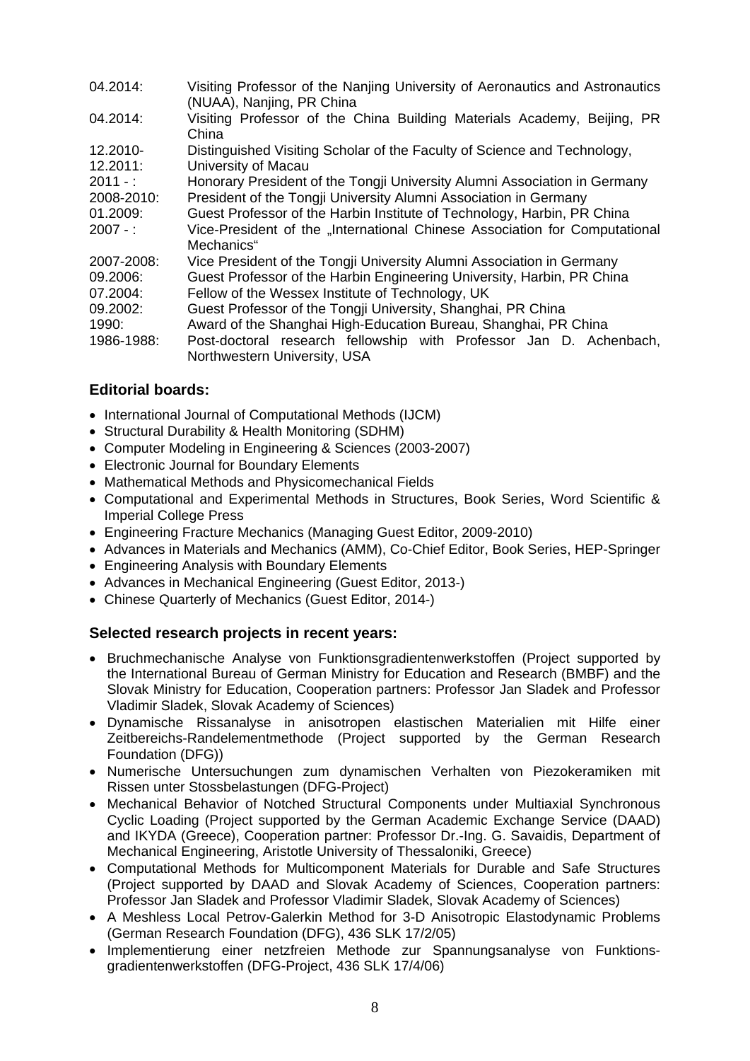| | |
|---|---|
| 04.2014: | Visiting Professor of the Nanjing University of Aeronautics and Astronautics (NUAA), Nanjing, PR China |
| 04.2014: | Visiting Professor of the China Building Materials Academy, Beijing, PR China |
| 12.2010-12.2011: | Distinguished Visiting Scholar of the Faculty of Science and Technology, University of Macau |
| 2011 - : | Honorary President of the Tongji University Alumni Association in Germany |
| 2008-2010: | President of the Tongji University Alumni Association in Germany |
| 01.2009: | Guest Professor of the Harbin Institute of Technology, Harbin, PR China |
| 2007 - : | Vice-President of the „International Chinese Association for Computational Mechanics“ |
| 2007-2008: | Vice President of the Tongji University Alumni Association in Germany |
| 09.2006: | Guest Professor of the Harbin Engineering University, Harbin, PR China |
| 07.2004: | Fellow of the Wessex Institute of Technology, UK |
| 09.2002: | Guest Professor of the Tongji University, Shanghai, PR China |
| 1990: | Award of the Shanghai High-Education Bureau, Shanghai, PR China |
| 1986-1988: | Post-doctoral research fellowship with Professor Jan D. Achenbach, Northwestern University, USA |

## Editorial boards:

- International Journal of Computational Methods (IJCM)
- Structural Durability & Health Monitoring (SDHM)
- Computer Modeling in Engineering & Sciences (2003-2007)
- Electronic Journal for Boundary Elements
- Mathematical Methods and Physicomechanical Fields
- Computational and Experimental Methods in Structures, Book Series, Word Scientific & Imperial College Press
- Engineering Fracture Mechanics (Managing Guest Editor, 2009-2010)
- Advances in Materials and Mechanics (AMM), Co-Chief Editor, Book Series, HEP-Springer
- Engineering Analysis with Boundary Elements
- Advances in Mechanical Engineering (Guest Editor, 2013-)
- Chinese Quarterly of Mechanics (Guest Editor, 2014-)

## Selected research projects in recent years:

- Bruchmechanische Analyse von Funktionsgradientenwerkstoffen (Project supported by the International Bureau of German Ministry for Education and Research (BMBF) and the Slovak Ministry for Education, Cooperation partners: Professor Jan Sladek and Professor Vladimir Sladek, Slovak Academy of Sciences)
- Dynamische Rissanalyse in anisotropen elastischen Materialien mit Hilfe einer Zeitbereichs-Randelementmethode (Project supported by the German Research Foundation (DFG))
- Numerische Untersuchungen zum dynamischen Verhalten von Piezokeramiken mit Rissen unter Stossbelastungen (DFG-Project)
- Mechanical Behavior of Notched Structural Components under Multiaxial Synchronous Cyclic Loading (Project supported by the German Academic Exchange Service (DAAD) and IKYDA (Greece), Cooperation partner: Professor Dr.-Ing. G. Savaidis, Department of Mechanical Engineering, Aristotle University of Thessaloniki, Greece)
- Computational Methods for Multicomponent Materials for Durable and Safe Structures (Project supported by DAAD and Slovak Academy of Sciences, Cooperation partners: Professor Jan Sladek and Professor Vladimir Sladek, Slovak Academy of Sciences)
- A Meshless Local Petrov-Galerkin Method for 3-D Anisotropic Elastodynamic Problems (German Research Foundation (DFG), 436 SLK 17/2/05)
- Implementierung einer netzfreien Methode zur Spannungsanalyse von Funktionsgradientenwerkstoffen (DFG-Project, 436 SLK 17/4/06)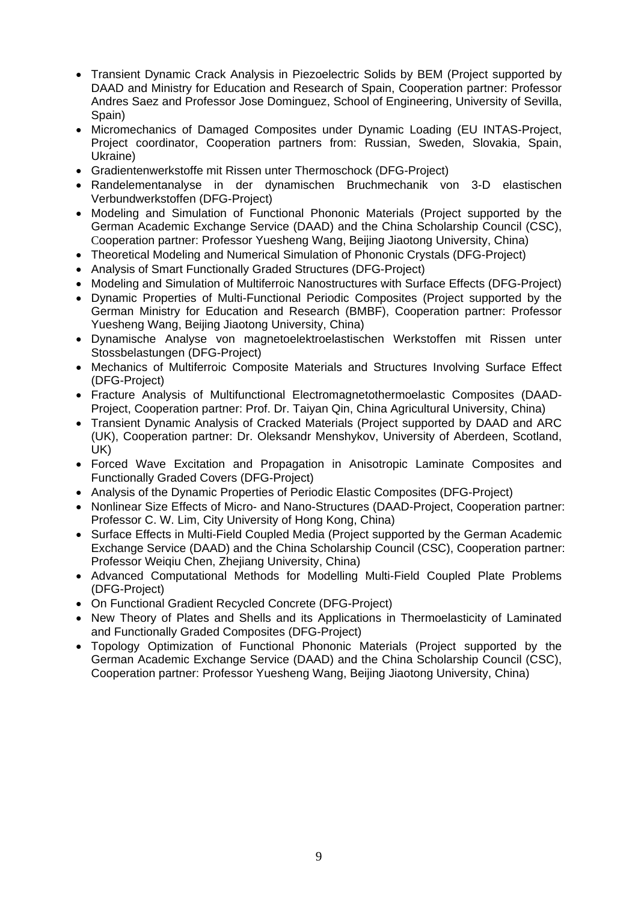- Transient Dynamic Crack Analysis in Piezoelectric Solids by BEM (Project supported by DAAD and Ministry for Education and Research of Spain, Cooperation partner: Professor Andres Saez and Professor Jose Dominguez, School of Engineering, University of Sevilla, Spain)
- Micromechanics of Damaged Composites under Dynamic Loading (EU INTAS-Project, Project coordinator, Cooperation partners from: Russian, Sweden, Slovakia, Spain, Ukraine)
- Gradientenwerkstoffe mit Rissen unter Thermoschock (DFG-Project)
- Randelementanalyse in der dynamischen Bruchmechanik von 3-D elastischen Verbundwerkstoffen (DFG-Project)
- Modeling and Simulation of Functional Phononic Materials (Project supported by the German Academic Exchange Service (DAAD) and the China Scholarship Council (CSC), Cooperation partner: Professor Yuesheng Wang, Beijing Jiaotong University, China)
- Theoretical Modeling and Numerical Simulation of Phononic Crystals (DFG-Project)
- Analysis of Smart Functionally Graded Structures (DFG-Project)
- Modeling and Simulation of Multiferroic Nanostructures with Surface Effects (DFG-Project)
- Dynamic Properties of Multi-Functional Periodic Composites (Project supported by the German Ministry for Education and Research (BMBF), Cooperation partner: Professor Yuesheng Wang, Beijing Jiaotong University, China)
- Dynamische Analyse von magnetoelektroelastischen Werkstoffen mit Rissen unter Stossbelastungen (DFG-Project)
- Mechanics of Multiferroic Composite Materials and Structures Involving Surface Effect (DFG-Project)
- Fracture Analysis of Multifunctional Electromagnetothermoelastic Composites (DAAD-Project, Cooperation partner: Prof. Dr. Taiyan Qin, China Agricultural University, China)
- Transient Dynamic Analysis of Cracked Materials (Project supported by DAAD and ARC (UK), Cooperation partner: Dr. Oleksandr Menshykov, University of Aberdeen, Scotland, UK)
- Forced Wave Excitation and Propagation in Anisotropic Laminate Composites and Functionally Graded Covers (DFG-Project)
- Analysis of the Dynamic Properties of Periodic Elastic Composites (DFG-Project)
- Nonlinear Size Effects of Micro- and Nano-Structures (DAAD-Project, Cooperation partner: Professor C. W. Lim, City University of Hong Kong, China)
- Surface Effects in Multi-Field Coupled Media (Project supported by the German Academic Exchange Service (DAAD) and the China Scholarship Council (CSC), Cooperation partner: Professor Weiqiu Chen, Zhejiang University, China)
- Advanced Computational Methods for Modelling Multi-Field Coupled Plate Problems (DFG-Project)
- On Functional Gradient Recycled Concrete (DFG-Project)
- New Theory of Plates and Shells and its Applications in Thermoelasticity of Laminated and Functionally Graded Composites (DFG-Project)
- Topology Optimization of Functional Phononic Materials (Project supported by the German Academic Exchange Service (DAAD) and the China Scholarship Council (CSC), Cooperation partner: Professor Yuesheng Wang, Beijing Jiaotong University, China)